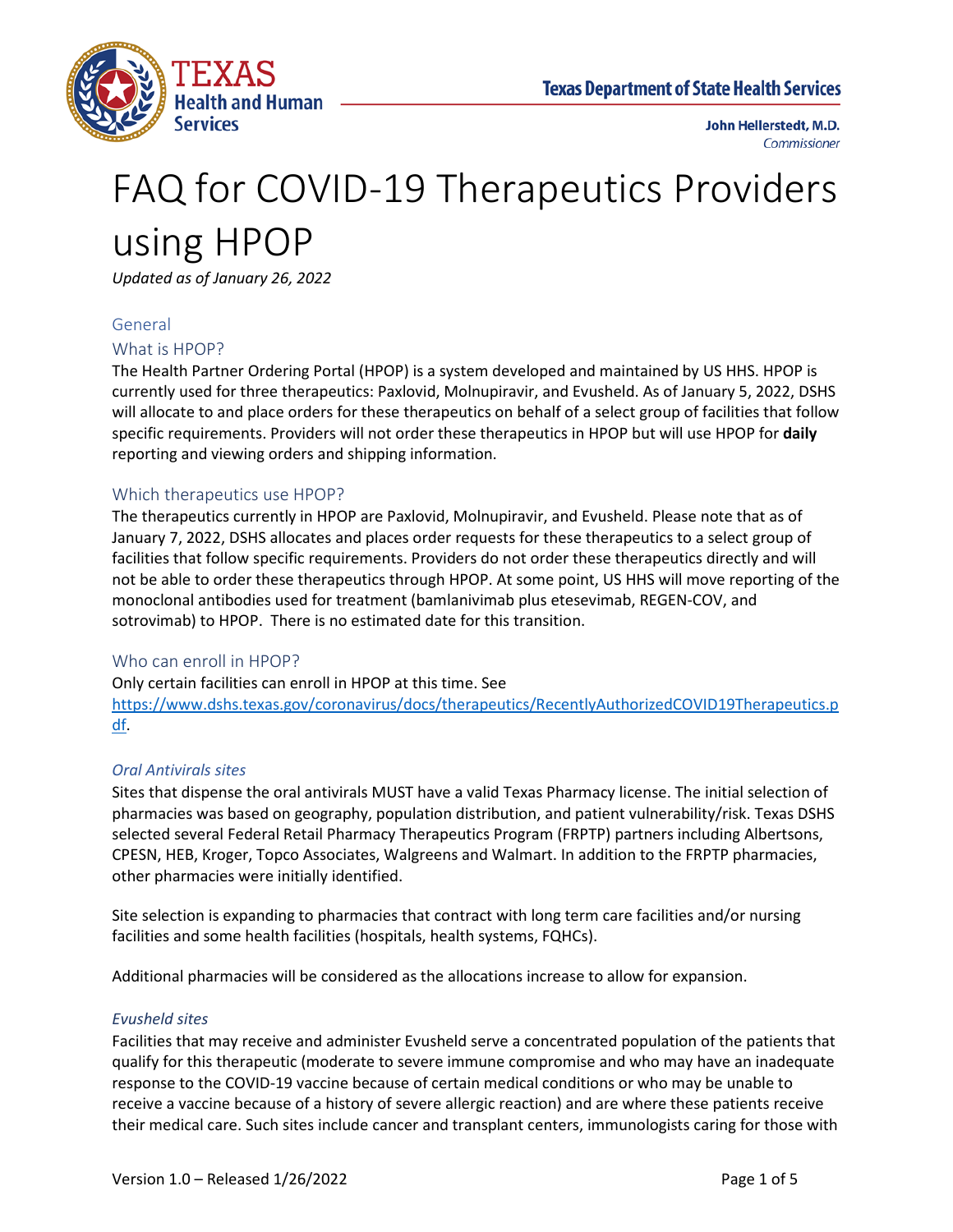Texas Department of State Health Services

John Hellerstedt, M.D.
*Commissioner*

# FAQ for COVID-19 Therapeutics Providers using HPOP

*Updated as of January 26, 2022*

## General

### What is HPOP?

The Health Partner Ordering Portal (HPOP) is a system developed and maintained by US HHS. HPOP is currently used for three therapeutics: Paxlovid, Molnupiravir, and Evusheld. As of January 5, 2022, DSHS will allocate to and place orders for these therapeutics on behalf of a select group of facilities that follow specific requirements. Providers will not order these therapeutics in HPOP but will use HPOP for **daily** reporting and viewing orders and shipping information.

### Which therapeutics use HPOP?

The therapeutics currently in HPOP are Paxlovid, Molnupiravir, and Evusheld. Please note that as of January 7, 2022, DSHS allocates and places order requests for these therapeutics to a select group of facilities that follow specific requirements. Providers do not order these therapeutics directly and will not be able to order these therapeutics through HPOP. At some point, US HHS will move reporting of the monoclonal antibodies used for treatment (bamlanivimab plus etesevimab, REGEN-COV, and sotrovimab) to HPOP. There is no estimated date for this transition.

### Who can enroll in HPOP?

Only certain facilities can enroll in HPOP at this time. See [https://www.dshs.texas.gov/coronavirus/docs/therapeutics/RecentlyAuthorizedCOVID19Therapeutics.pdf](https://www.dshs.texas.gov/coronavirus/docs/therapeutics/RecentlyAuthorizedCOVID19Therapeutics.pdf).

#### *Oral Antivirals sites*

Sites that dispense the oral antivirals MUST have a valid Texas Pharmacy license. The initial selection of pharmacies was based on geography, population distribution, and patient vulnerability/risk. Texas DSHS selected several Federal Retail Pharmacy Therapeutics Program (FRPTP) partners including Albertsons, CPESN, HEB, Kroger, Topco Associates, Walgreens and Walmart. In addition to the FRPTP pharmacies, other pharmacies were initially identified.

Site selection is expanding to pharmacies that contract with long term care facilities and/or nursing facilities and some health facilities (hospitals, health systems, FQHCs).

Additional pharmacies will be considered as the allocations increase to allow for expansion.

#### *Evusheld sites*

Facilities that may receive and administer Evusheld serve a concentrated population of the patients that qualify for this therapeutic (moderate to severe immune compromise and who may have an inadequate response to the COVID-19 vaccine because of certain medical conditions or who may be unable to receive a vaccine because of a history of severe allergic reaction) and are where these patients receive their medical care. Such sites include cancer and transplant centers, immunologists caring for those with

Version 1.0 – Released 1/26/2022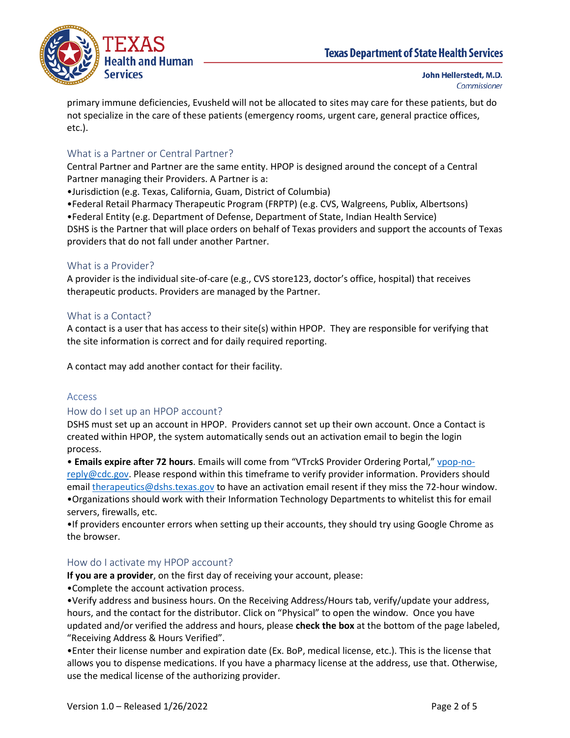primary immune deficiencies, Evusheld will not be allocated to sites may care for these patients, but do not specialize in the care of these patients (emergency rooms, urgent care, general practice offices, etc.).

### What is a Partner or Central Partner?

Central Partner and Partner are the same entity. HPOP is designed around the concept of a Central Partner managing their Providers. A Partner is a:

- Jurisdiction (e.g. Texas, California, Guam, District of Columbia)
- Federal Retail Pharmacy Therapeutic Program (FRPTP) (e.g. CVS, Walgreens, Publix, Albertsons)
- Federal Entity (e.g. Department of Defense, Department of State, Indian Health Service)

DSHS is the Partner that will place orders on behalf of Texas providers and support the accounts of Texas providers that do not fall under another Partner.

### What is a Provider?

A provider is the individual site-of-care (e.g., CVS store123, doctor's office, hospital) that receives therapeutic products. Providers are managed by the Partner.

### What is a Contact?

A contact is a user that has access to their site(s) within HPOP. They are responsible for verifying that the site information is correct and for daily required reporting.

A contact may add another contact for their facility.

## Access

### How do I set up an HPOP account?

DSHS must set up an account in HPOP. Providers cannot set up their own account. Once a Contact is created within HPOP, the system automatically sends out an activation email to begin the login process.

- **Emails expire after 72 hours**. Emails will come from "VTrckS Provider Ordering Portal," vpop-no-reply@cdc.gov. Please respond within this timeframe to verify provider information. Providers should email therapeutics@dshs.texas.gov to have an activation email resent if they miss the 72-hour window.
- Organizations should work with their Information Technology Departments to whitelist this for email servers, firewalls, etc.
- If providers encounter errors when setting up their accounts, they should try using Google Chrome as the browser.

### How do I activate my HPOP account?

**If you are a provider**, on the first day of receiving your account, please:

- Complete the account activation process.
- Verify address and business hours. On the Receiving Address/Hours tab, verify/update your address, hours, and the contact for the distributor. Click on "Physical" to open the window. Once you have updated and/or verified the address and hours, please **check the box** at the bottom of the page labeled, "Receiving Address & Hours Verified".
- Enter their license number and expiration date (Ex. BoP, medical license, etc.). This is the license that allows you to dispense medications. If you have a pharmacy license at the address, use that. Otherwise, use the medical license of the authorizing provider.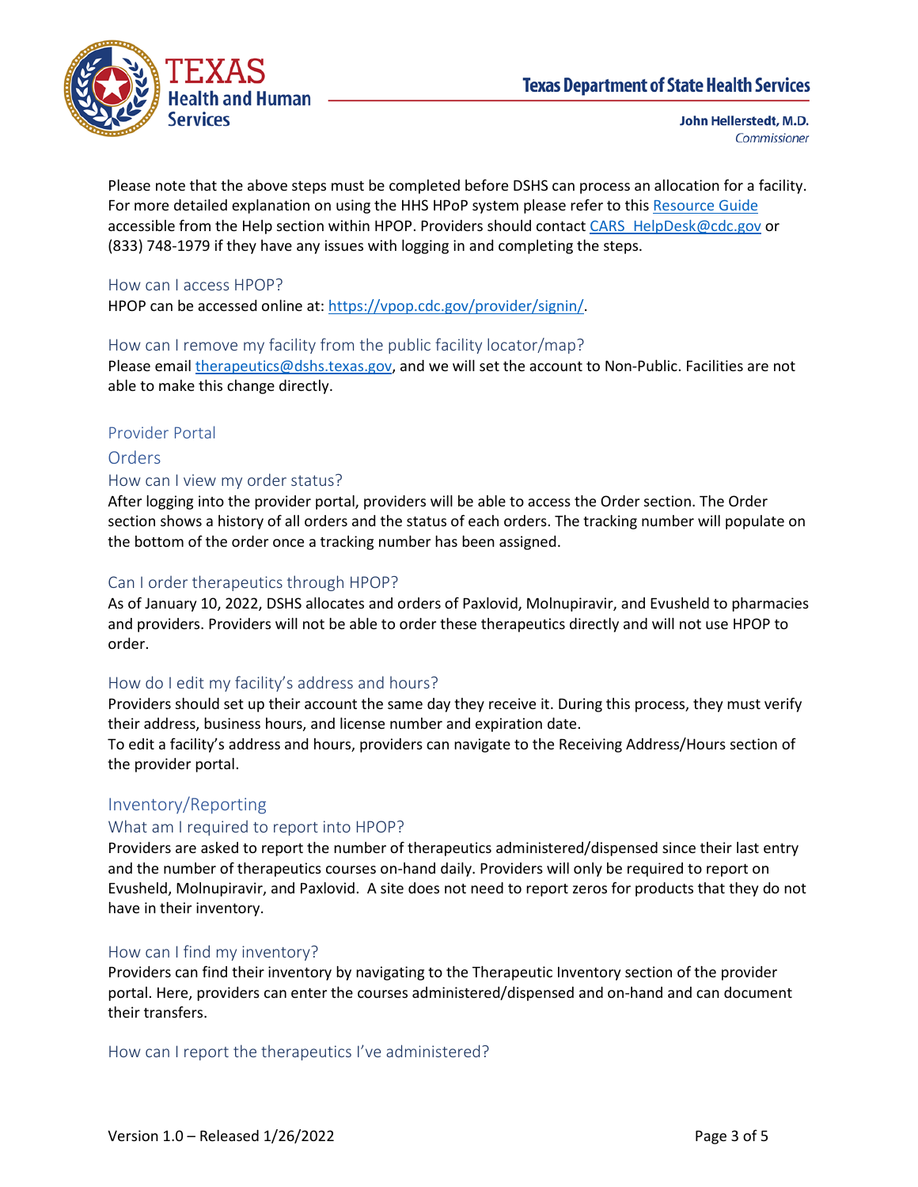Please note that the above steps must be completed before DSHS can process an allocation for a facility. For more detailed explanation on using the HHS HPoP system please refer to this [Resource Guide](Resource Guide) accessible from the Help section within HPOP. Providers should contact [CARS_HelpDesk@cdc.gov](mailto:CARS_HelpDesk@cdc.gov) or (833) 748-1979 if they have any issues with logging in and completing the steps.

### How can I access HPOP?

HPOP can be accessed online at: [https://vpop.cdc.gov/provider/signin/](https://vpop.cdc.gov/provider/signin/).

### How can I remove my facility from the public facility locator/map?

Please email [therapeutics@dshs.texas.gov](mailto:therapeutics@dshs.texas.gov), and we will set the account to Non-Public. Facilities are not able to make this change directly.

## Provider Portal

### Orders

### How can I view my order status?

After logging into the provider portal, providers will be able to access the Order section. The Order section shows a history of all orders and the status of each orders. The tracking number will populate on the bottom of the order once a tracking number has been assigned.

### Can I order therapeutics through HPOP?

As of January 10, 2022, DSHS allocates and orders of Paxlovid, Molnupiravir, and Evusheld to pharmacies and providers. Providers will not be able to order these therapeutics directly and will not use HPOP to order.

### How do I edit my facility's address and hours?

Providers should set up their account the same day they receive it. During this process, they must verify their address, business hours, and license number and expiration date.

To edit a facility's address and hours, providers can navigate to the Receiving Address/Hours section of the provider portal.

### Inventory/Reporting

### What am I required to report into HPOP?

Providers are asked to report the number of therapeutics administered/dispensed since their last entry and the number of therapeutics courses on-hand daily. Providers will only be required to report on Evusheld, Molnupiravir, and Paxlovid. A site does not need to report zeros for products that they do not have in their inventory.

### How can I find my inventory?

Providers can find their inventory by navigating to the Therapeutic Inventory section of the provider portal. Here, providers can enter the courses administered/dispensed and on-hand and can document their transfers.

### How can I report the therapeutics I've administered?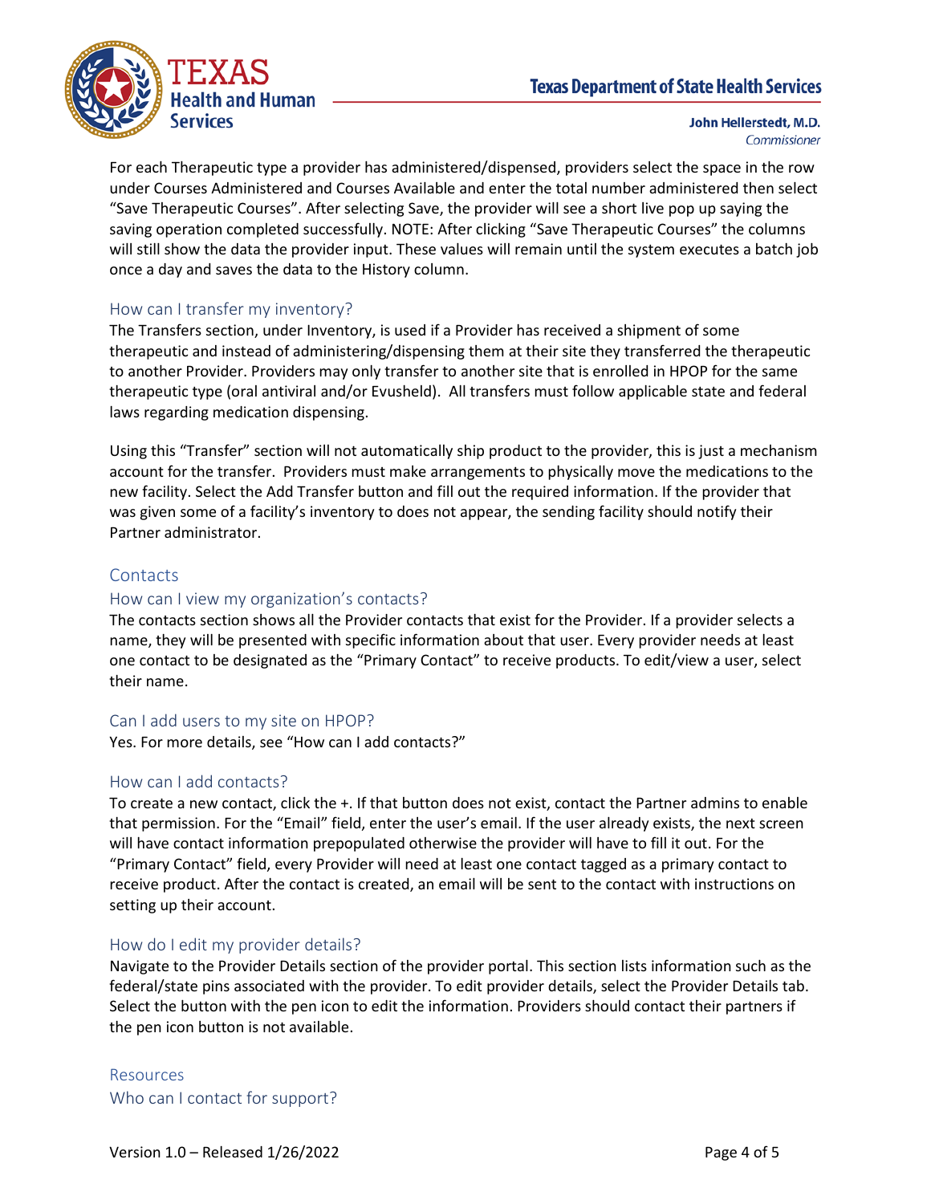For each Therapeutic type a provider has administered/dispensed, providers select the space in the row under Courses Administered and Courses Available and enter the total number administered then select "Save Therapeutic Courses". After selecting Save, the provider will see a short live pop up saying the saving operation completed successfully. NOTE: After clicking "Save Therapeutic Courses" the columns will still show the data the provider input. These values will remain until the system executes a batch job once a day and saves the data to the History column.

### How can I transfer my inventory?

The Transfers section, under Inventory, is used if a Provider has received a shipment of some therapeutic and instead of administering/dispensing them at their site they transferred the therapeutic to another Provider. Providers may only transfer to another site that is enrolled in HPOP for the same therapeutic type (oral antiviral and/or Evusheld). All transfers must follow applicable state and federal laws regarding medication dispensing.

Using this "Transfer" section will not automatically ship product to the provider, this is just a mechanism account for the transfer. Providers must make arrangements to physically move the medications to the new facility. Select the Add Transfer button and fill out the required information. If the provider that was given some of a facility's inventory to does not appear, the sending facility should notify their Partner administrator.

## Contacts

### How can I view my organization's contacts?

The contacts section shows all the Provider contacts that exist for the Provider. If a provider selects a name, they will be presented with specific information about that user. Every provider needs at least one contact to be designated as the "Primary Contact" to receive products. To edit/view a user, select their name.

### Can I add users to my site on HPOP?

Yes. For more details, see "How can I add contacts?"

### How can I add contacts?

To create a new contact, click the +. If that button does not exist, contact the Partner admins to enable that permission. For the "Email" field, enter the user's email. If the user already exists, the next screen will have contact information prepopulated otherwise the provider will have to fill it out. For the "Primary Contact" field, every Provider will need at least one contact tagged as a primary contact to receive product. After the contact is created, an email will be sent to the contact with instructions on setting up their account.

### How do I edit my provider details?

Navigate to the Provider Details section of the provider portal. This section lists information such as the federal/state pins associated with the provider. To edit provider details, select the Provider Details tab. Select the button with the pen icon to edit the information. Providers should contact their partners if the pen icon button is not available.

## Resources

### Who can I contact for support?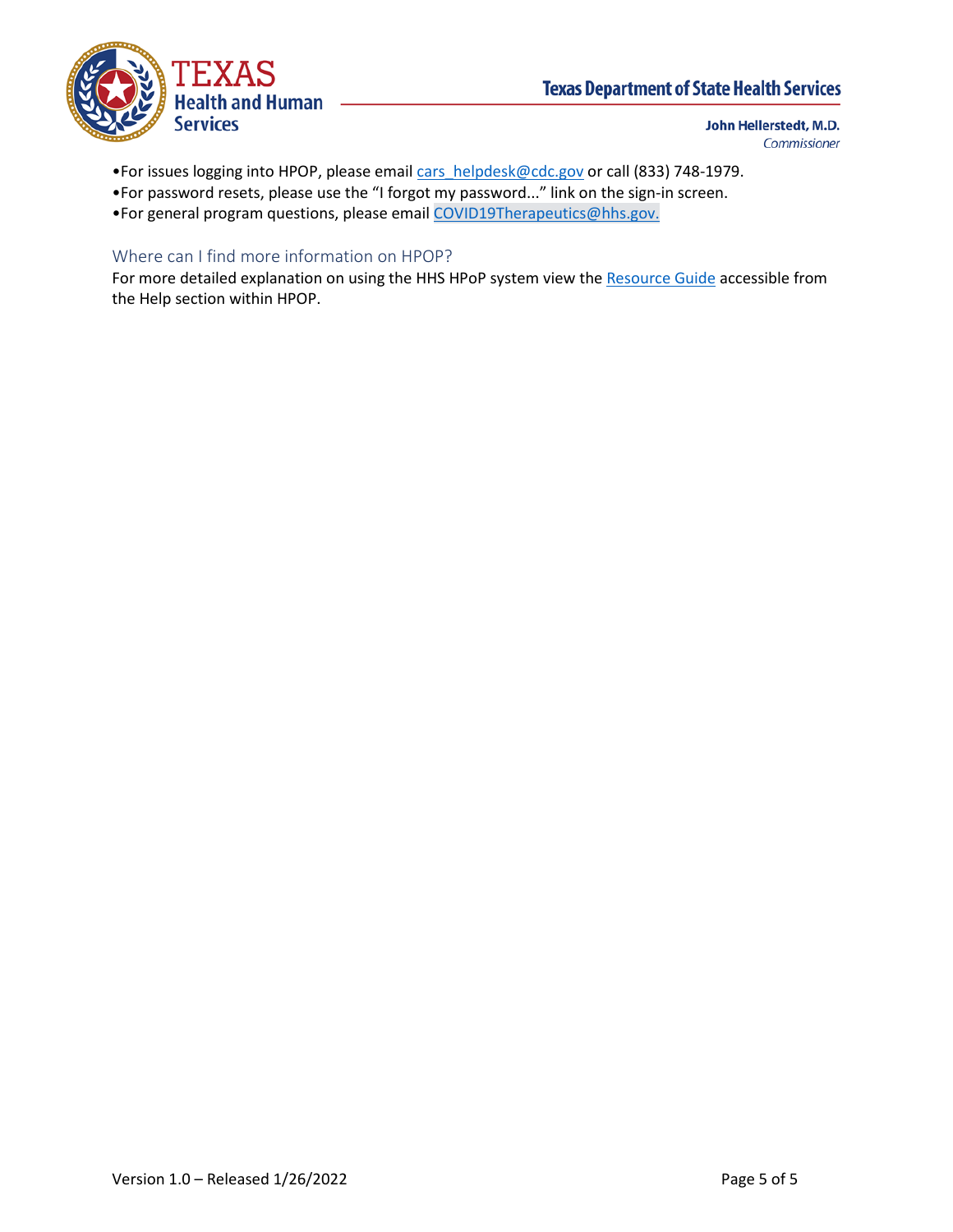- For issues logging into HPOP, please email cars_helpdesk@cdc.gov or call (833) 748-1979.
- For password resets, please use the "I forgot my password..." link on the sign-in screen.
- For general program questions, please email COVID19Therapeutics@hhs.gov.

## Where can I find more information on HPOP?

For more detailed explanation on using the HHS HPoP system view the Resource Guide accessible from the Help section within HPOP.